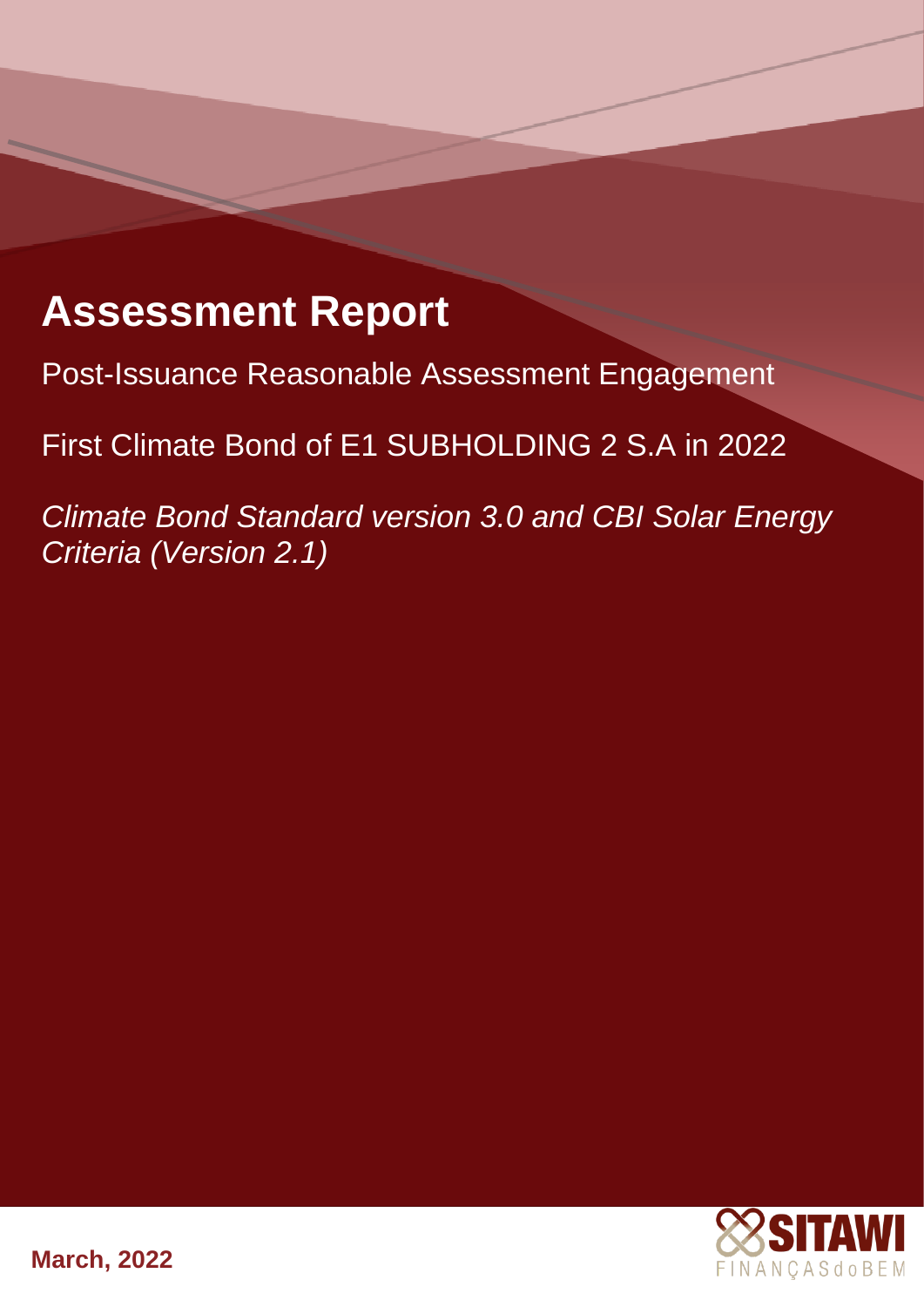# Assessment Report

Post-Issuance Reasonable Assessment Engagement

First Climate Bond of E1 SUBHOLDING 2 S.A in 2022

*Climate Bond Standard version 3.0 and CBI Solar Energy Criteria (Version 2.1)*

**March, 2022**

SITAWI FINANÇASdoBEM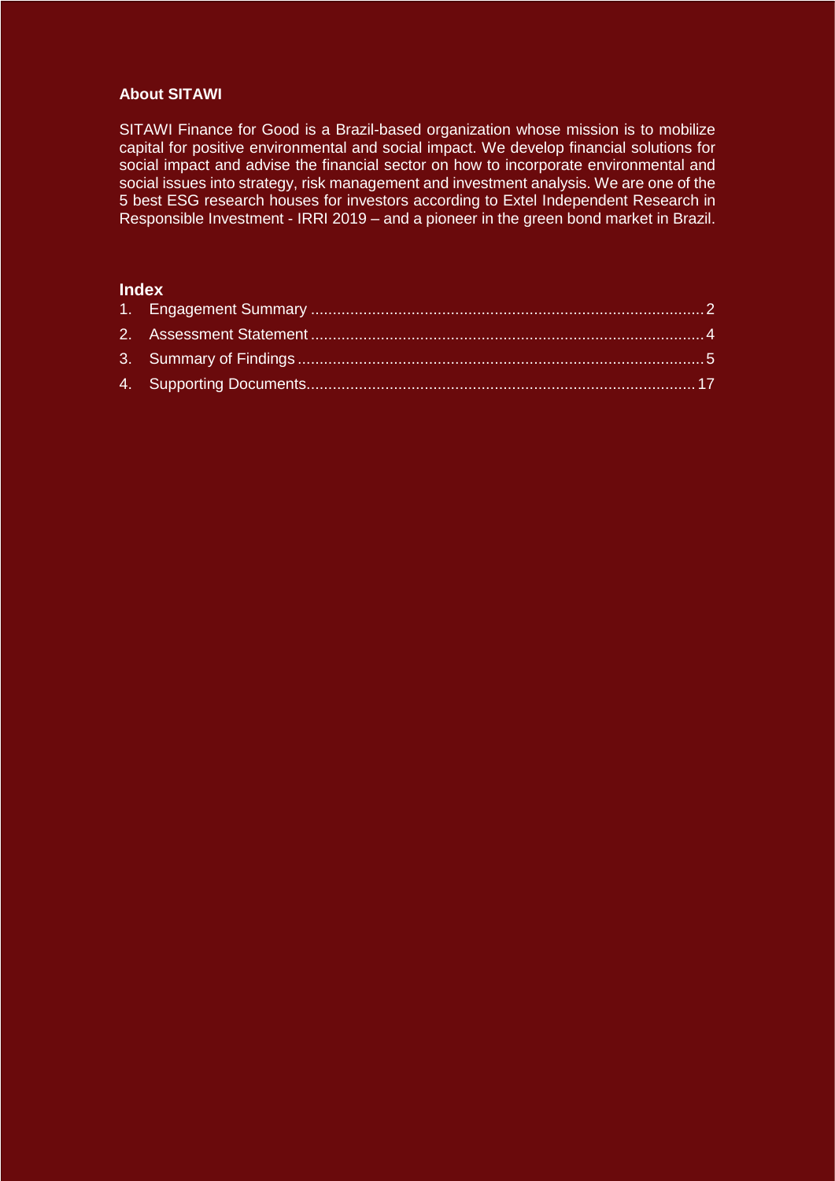**About SITAWI**

SITAWI Finance for Good is a Brazil-based organization whose mission is to mobilize capital for positive environmental and social impact. We develop financial solutions for social impact and advise the financial sector on how to incorporate environmental and social issues into strategy, risk management and investment analysis. We are one of the 5 best ESG research houses for investors according to Extel Independent Research in Responsible Investment - IRRI 2019 – and a pioneer in the green bond market in Brazil.

## Index

1. Engagement Summary ........................................................................................ 2
2. Assessment Statement ....................................................................................... 4
3. Summary of Findings .......................................................................................... 5
4. Supporting Documents...................................................................................... 17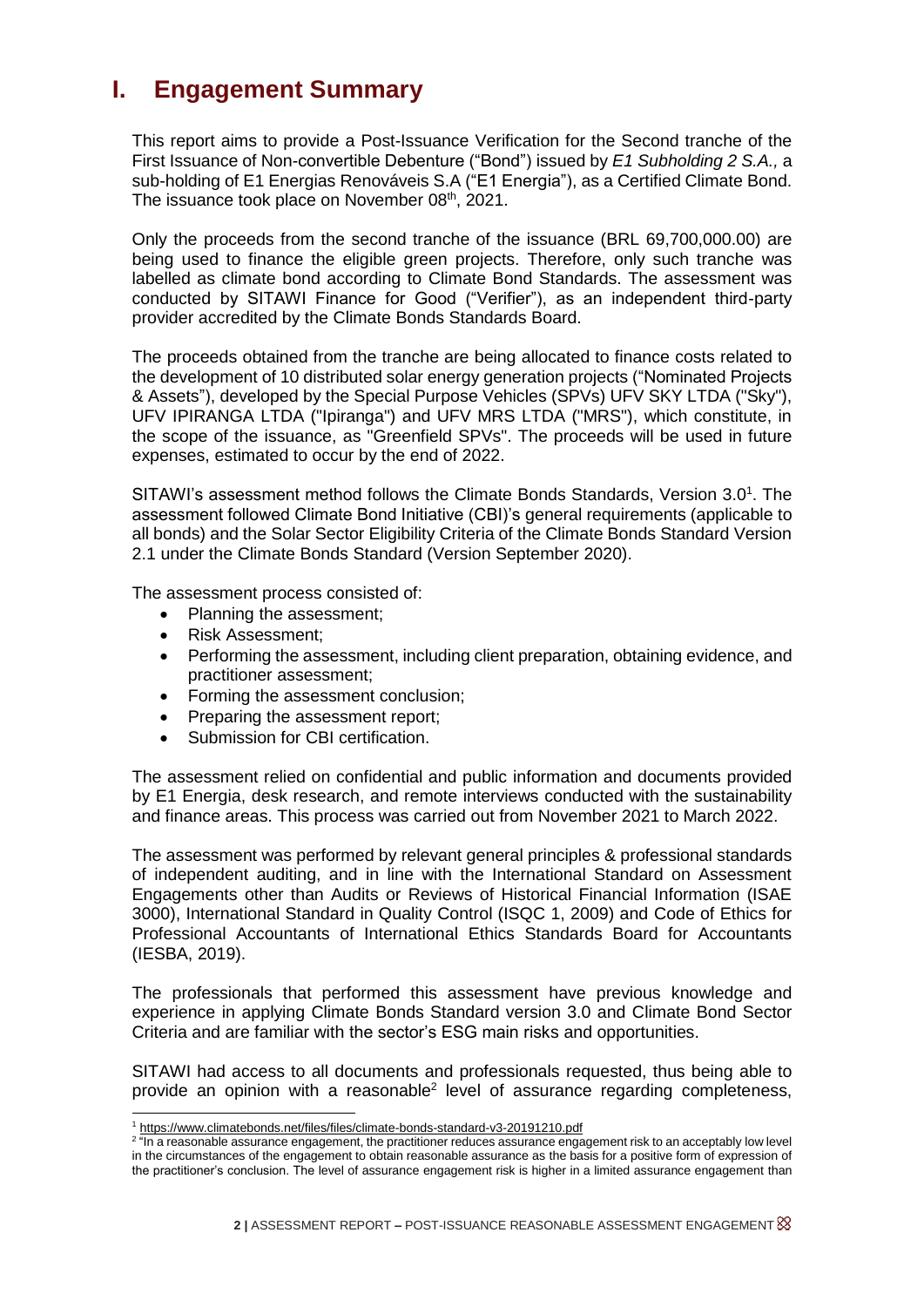# I. Engagement Summary

This report aims to provide a Post-Issuance Verification for the Second tranche of the First Issuance of Non-convertible Debenture ("Bond") issued by *E1 Subholding 2 S.A.,* a sub-holding of E1 Energias Renováveis S.A ("E1 Energia"), as a Certified Climate Bond. The issuance took place on November 08th, 2021.

Only the proceeds from the second tranche of the issuance (BRL 69,700,000.00) are being used to finance the eligible green projects. Therefore, only such tranche was labelled as climate bond according to Climate Bond Standards. The assessment was conducted by SITAWI Finance for Good ("Verifier"), as an independent third-party provider accredited by the Climate Bonds Standards Board.

The proceeds obtained from the tranche are being allocated to finance costs related to the development of 10 distributed solar energy generation projects ("Nominated Projects & Assets"), developed by the Special Purpose Vehicles (SPVs) UFV SKY LTDA ("Sky"), UFV IPIRANGA LTDA ("Ipiranga") and UFV MRS LTDA ("MRS"), which constitute, in the scope of the issuance, as "Greenfield SPVs". The proceeds will be used in future expenses, estimated to occur by the end of 2022.

SITAWI's assessment method follows the Climate Bonds Standards, Version 3.0[1]. The assessment followed Climate Bond Initiative (CBI)'s general requirements (applicable to all bonds) and the Solar Sector Eligibility Criteria of the Climate Bonds Standard Version 2.1 under the Climate Bonds Standard (Version September 2020).

The assessment process consisted of:

- Planning the assessment;
- Risk Assessment;
- Performing the assessment, including client preparation, obtaining evidence, and practitioner assessment;
- Forming the assessment conclusion;
- Preparing the assessment report;
- Submission for CBI certification.

The assessment relied on confidential and public information and documents provided by E1 Energia, desk research, and remote interviews conducted with the sustainability and finance areas. This process was carried out from November 2021 to March 2022.

The assessment was performed by relevant general principles & professional standards of independent auditing, and in line with the International Standard on Assessment Engagements other than Audits or Reviews of Historical Financial Information (ISAE 3000), International Standard in Quality Control (ISQC 1, 2009) and Code of Ethics for Professional Accountants of International Ethics Standards Board for Accountants (IESBA, 2019).

The professionals that performed this assessment have previous knowledge and experience in applying Climate Bonds Standard version 3.0 and Climate Bond Sector Criteria and are familiar with the sector's ESG main risks and opportunities.

SITAWI had access to all documents and professionals requested, thus being able to provide an opinion with a reasonable[2] level of assurance regarding completeness,

---

[1] https://www.climatebonds.net/files/files/climate-bonds-standard-v3-20191210.pdf

[2] "In a reasonable assurance engagement, the practitioner reduces assurance engagement risk to an acceptably low level in the circumstances of the engagement to obtain reasonable assurance as the basis for a positive form of expression of the practitioner's conclusion. The level of assurance engagement risk is higher in a limited assurance engagement than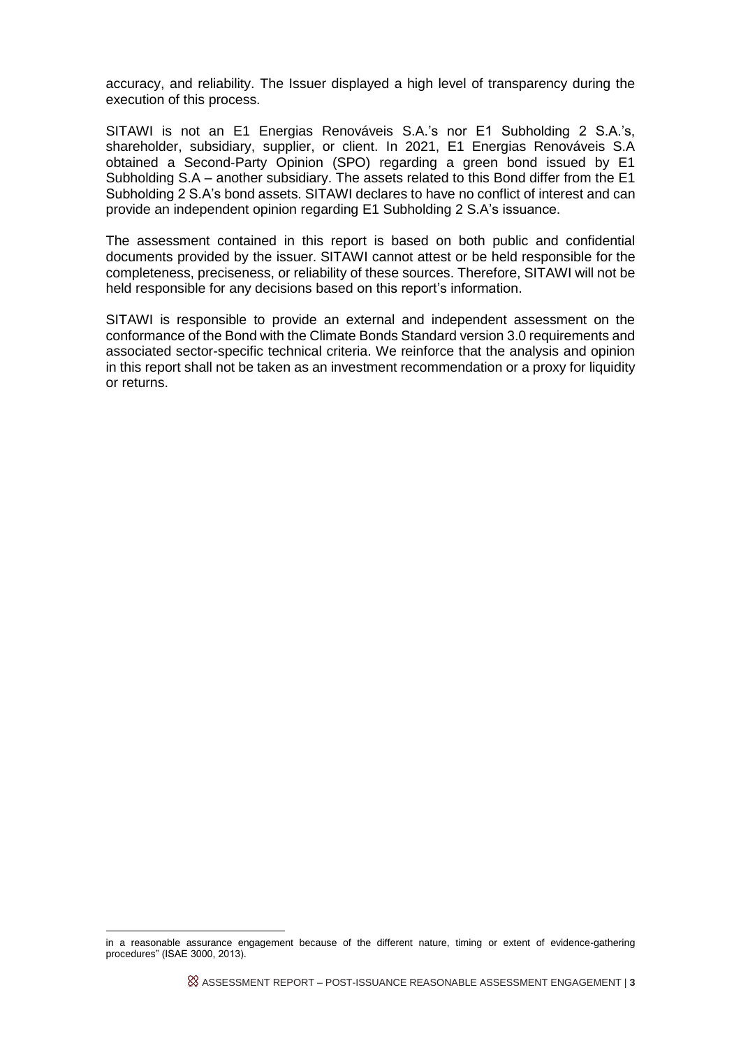accuracy, and reliability. The Issuer displayed a high level of transparency during the execution of this process.

SITAWI is not an E1 Energias Renováveis S.A.'s nor E1 Subholding 2 S.A.'s, shareholder, subsidiary, supplier, or client. In 2021, E1 Energias Renováveis S.A obtained a Second-Party Opinion (SPO) regarding a green bond issued by E1 Subholding S.A – another subsidiary. The assets related to this Bond differ from the E1 Subholding 2 S.A's bond assets. SITAWI declares to have no conflict of interest and can provide an independent opinion regarding E1 Subholding 2 S.A's issuance.

The assessment contained in this report is based on both public and confidential documents provided by the issuer. SITAWI cannot attest or be held responsible for the completeness, preciseness, or reliability of these sources. Therefore, SITAWI will not be held responsible for any decisions based on this report's information.

SITAWI is responsible to provide an external and independent assessment on the conformance of the Bond with the Climate Bonds Standard version 3.0 requirements and associated sector-specific technical criteria. We reinforce that the analysis and opinion in this report shall not be taken as an investment recommendation or a proxy for liquidity or returns.

---

in a reasonable assurance engagement because of the different nature, timing or extent of evidence-gathering procedures" (ISAE 3000, 2013).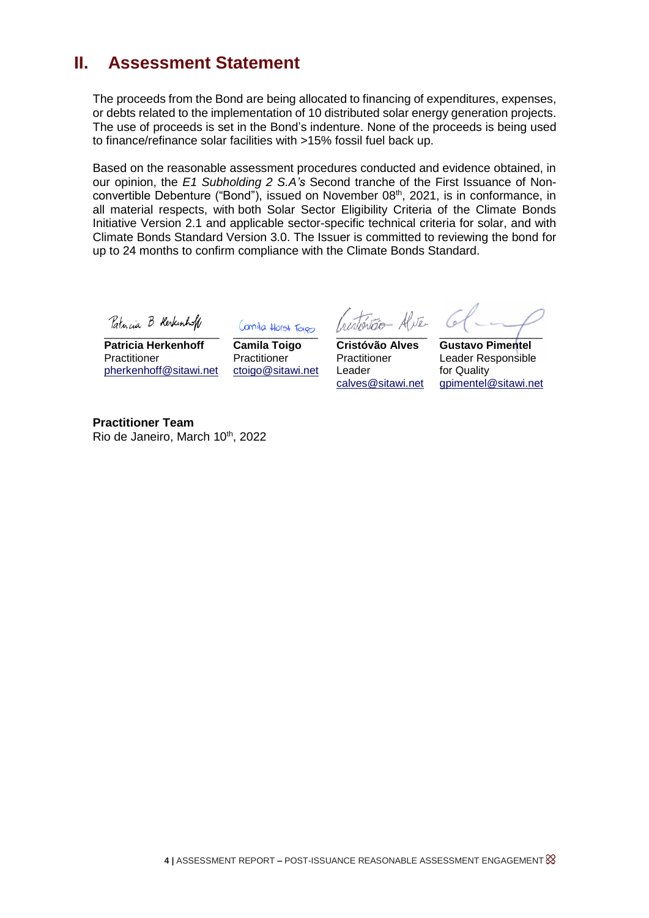## II. Assessment Statement

The proceeds from the Bond are being allocated to financing of expenditures, expenses, or debts related to the implementation of 10 distributed solar energy generation projects. The use of proceeds is set in the Bond's indenture. None of the proceeds is being used to finance/refinance solar facilities with >15% fossil fuel back up.

Based on the reasonable assessment procedures conducted and evidence obtained, in our opinion, the *E1 Subholding 2 S.A's* Second tranche of the First Issuance of Non-convertible Debenture ("Bond"), issued on November 08th, 2021, is in conformance, in all material respects, with both Solar Sector Eligibility Criteria of the Climate Bonds Initiative Version 2.1 and applicable sector-specific technical criteria for solar, and with Climate Bonds Standard Version 3.0. The Issuer is committed to reviewing the bond for up to 24 months to confirm compliance with the Climate Bonds Standard.

| **Patricia Herkenhoff** | **Camila Toigo** | **Cristóvão Alves** | **Gustavo Pimentel** |
|---|---|---|---|
| Practitioner | Practitioner | Practitioner Leader | Leader Responsible for Quality |
| pherkenhoff@sitawi.net | ctoigo@sitawi.net | calves@sitawi.net | gpimentel@sitawi.net |

**Practitioner Team**
Rio de Janeiro, March 10th, 2022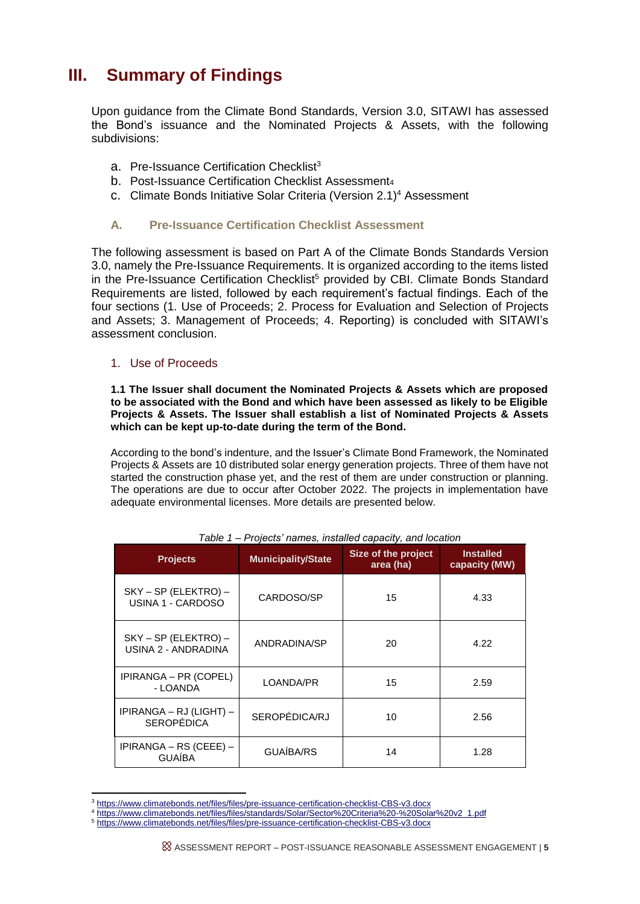# III. Summary of Findings

Upon guidance from the Climate Bond Standards, Version 3.0, SITAWI has assessed the Bond's issuance and the Nominated Projects & Assets, with the following subdivisions:

a. Pre-Issuance Certification Checklist[3]
b. Post-Issuance Certification Checklist Assessment[4]
c. Climate Bonds Initiative Solar Criteria (Version 2.1)[4] Assessment

## A. Pre-Issuance Certification Checklist Assessment

The following assessment is based on Part A of the Climate Bonds Standards Version 3.0, namely the Pre-Issuance Requirements. It is organized according to the items listed in the Pre-Issuance Certification Checklist[5] provided by CBI. Climate Bonds Standard Requirements are listed, followed by each requirement's factual findings. Each of the four sections (1. Use of Proceeds; 2. Process for Evaluation and Selection of Projects and Assets; 3. Management of Proceeds; 4. Reporting) is concluded with SITAWI's assessment conclusion.

### 1. Use of Proceeds

**1.1 The Issuer shall document the Nominated Projects & Assets which are proposed to be associated with the Bond and which have been assessed as likely to be Eligible Projects & Assets. The Issuer shall establish a list of Nominated Projects & Assets which can be kept up-to-date during the term of the Bond.**

According to the bond's indenture, and the Issuer's Climate Bond Framework, the Nominated Projects & Assets are 10 distributed solar energy generation projects. Three of them have not started the construction phase yet, and the rest of them are under construction or planning. The operations are due to occur after October 2022. The projects in implementation have adequate environmental licenses. More details are presented below.

*Table 1 – Projects' names, installed capacity, and location*

| Projects | Municipality/State | Size of the project area (ha) | Installed capacity (MW) |
|---|---|---|---|
| SKY – SP (ELEKTRO) – USINA 1 - CARDOSO | CARDOSO/SP | 15 | 4.33 |
| SKY – SP (ELEKTRO) – USINA 2 - ANDRADINA | ANDRADINA/SP | 20 | 4.22 |
| IPIRANGA – PR (COPEL) - LOANDA | LOANDA/PR | 15 | 2.59 |
| IPIRANGA – RJ (LIGHT) – SEROPÉDICA | SEROPÉDICA/RJ | 10 | 2.56 |
| IPIRANGA – RS (CEEE) – GUAÍBA | GUAÍBA/RS | 14 | 1.28 |

[3] https://www.climatebonds.net/files/files/pre-issuance-certification-checklist-CBS-v3.docx
[4] https://www.climatebonds.net/files/files/standards/Solar/Sector%20Criteria%20-%20Solar%20v2_1.pdf
[5] https://www.climatebonds.net/files/files/pre-issuance-certification-checklist-CBS-v3.docx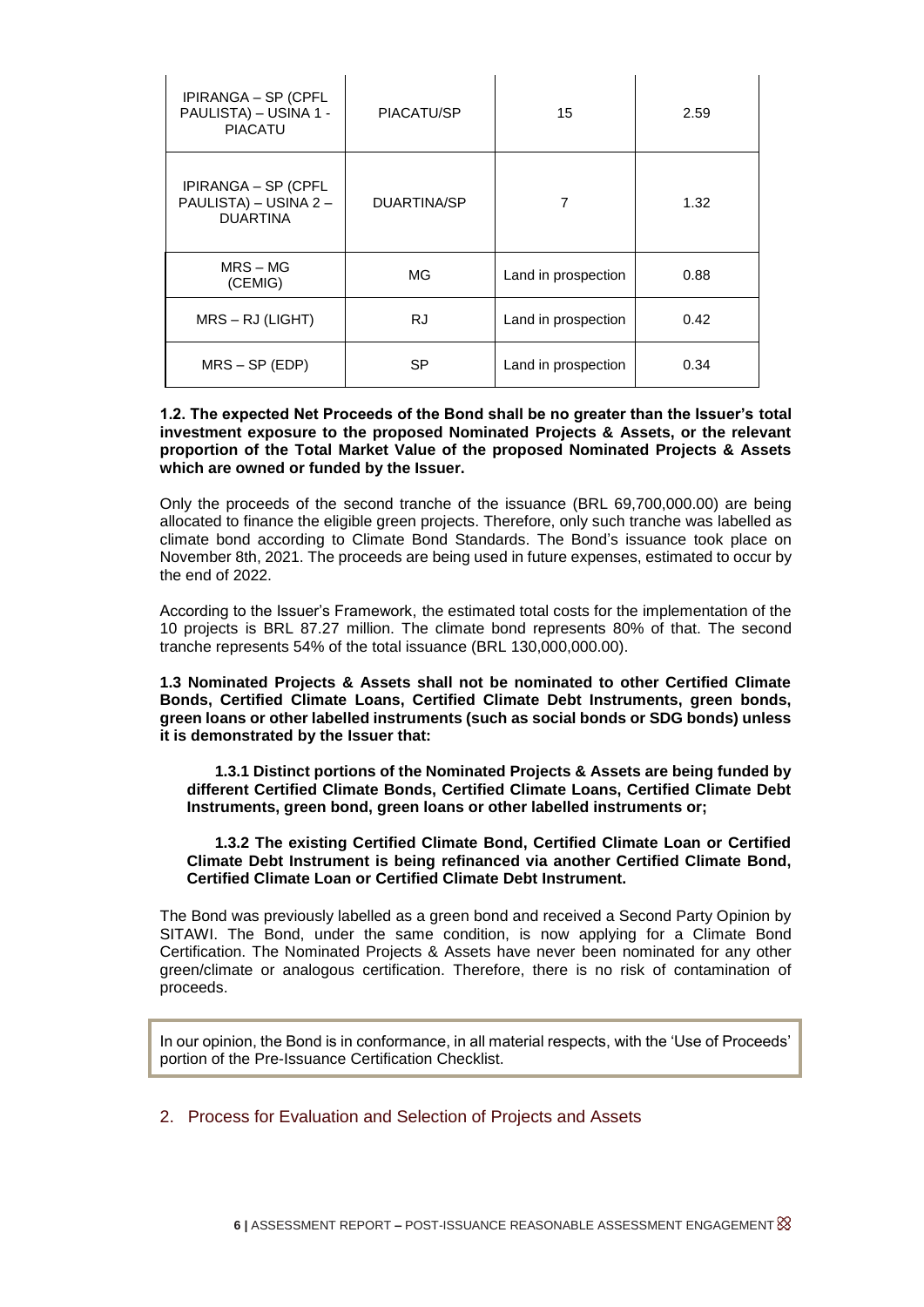| IPIRANGA – SP (CPFL PAULISTA) – USINA 1 - PIACATU | PIACATU/SP | 15 | 2.59 |
|---|---|---|---|
| IPIRANGA – SP (CPFL PAULISTA) – USINA 2 – DUARTINA | DUARTINA/SP | 7 | 1.32 |
| MRS – MG (CEMIG) | MG | Land in prospection | 0.88 |
| MRS – RJ (LIGHT) | RJ | Land in prospection | 0.42 |
| MRS – SP (EDP) | SP | Land in prospection | 0.34 |

**1.2. The expected Net Proceeds of the Bond shall be no greater than the Issuer's total investment exposure to the proposed Nominated Projects & Assets, or the relevant proportion of the Total Market Value of the proposed Nominated Projects & Assets which are owned or funded by the Issuer.**

Only the proceeds of the second tranche of the issuance (BRL 69,700,000.00) are being allocated to finance the eligible green projects. Therefore, only such tranche was labelled as climate bond according to Climate Bond Standards. The Bond's issuance took place on November 8th, 2021. The proceeds are being used in future expenses, estimated to occur by the end of 2022.

According to the Issuer's Framework, the estimated total costs for the implementation of the 10 projects is BRL 87.27 million. The climate bond represents 80% of that. The second tranche represents 54% of the total issuance (BRL 130,000,000.00).

**1.3 Nominated Projects & Assets shall not be nominated to other Certified Climate Bonds, Certified Climate Loans, Certified Climate Debt Instruments, green bonds, green loans or other labelled instruments (such as social bonds or SDG bonds) unless it is demonstrated by the Issuer that:**

**1.3.1 Distinct portions of the Nominated Projects & Assets are being funded by different Certified Climate Bonds, Certified Climate Loans, Certified Climate Debt Instruments, green bond, green loans or other labelled instruments or;**

**1.3.2 The existing Certified Climate Bond, Certified Climate Loan or Certified Climate Debt Instrument is being refinanced via another Certified Climate Bond, Certified Climate Loan or Certified Climate Debt Instrument.**

The Bond was previously labelled as a green bond and received a Second Party Opinion by SITAWI. The Bond, under the same condition, is now applying for a Climate Bond Certification. The Nominated Projects & Assets have never been nominated for any other green/climate or analogous certification. Therefore, there is no risk of contamination of proceeds.

In our opinion, the Bond is in conformance, in all material respects, with the 'Use of Proceeds' portion of the Pre-Issuance Certification Checklist.

## 2. Process for Evaluation and Selection of Projects and Assets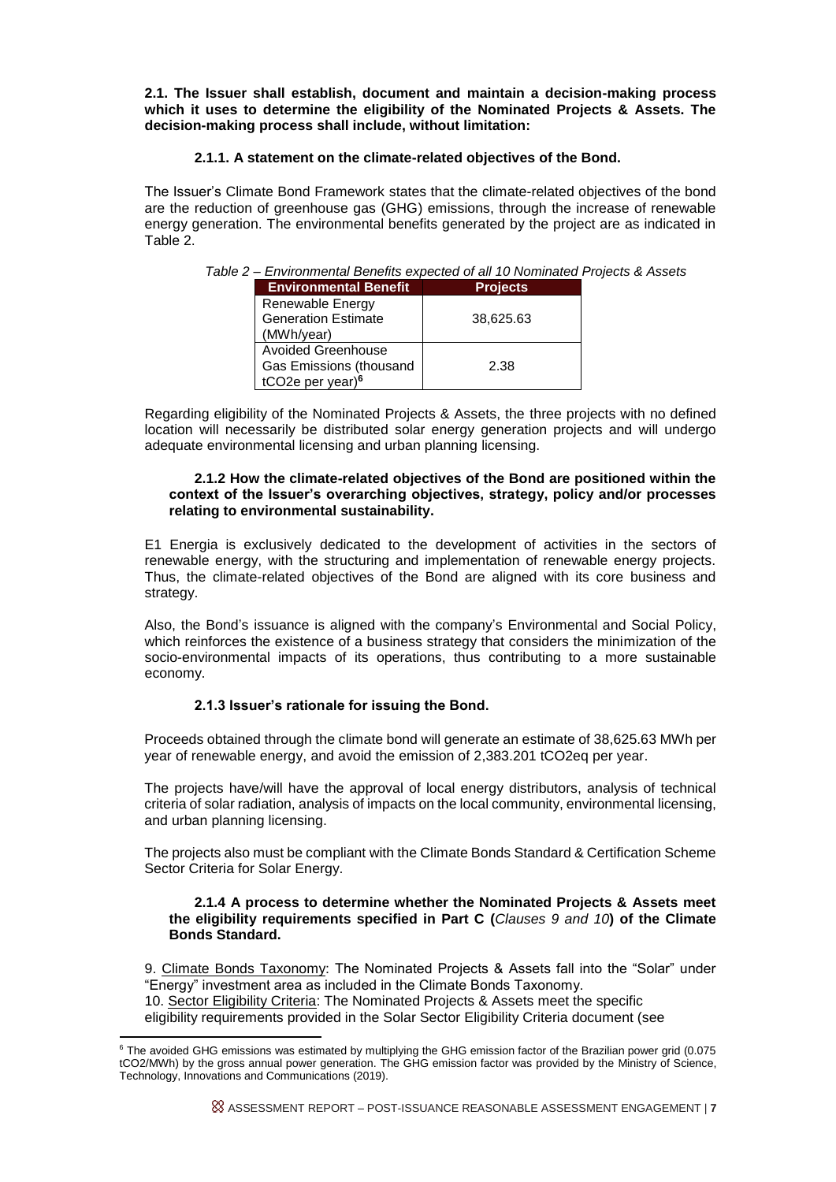**2.1. The Issuer shall establish, document and maintain a decision-making process which it uses to determine the eligibility of the Nominated Projects & Assets. The decision-making process shall include, without limitation:**

**2.1.1. A statement on the climate-related objectives of the Bond.**

The Issuer's Climate Bond Framework states that the climate-related objectives of the bond are the reduction of greenhouse gas (GHG) emissions, through the increase of renewable energy generation. The environmental benefits generated by the project are as indicated in Table 2.

*Table 2 – Environmental Benefits expected of all 10 Nominated Projects & Assets*

| Environmental Benefit | Projects |
|---|---|
| Renewable Energy Generation Estimate (MWh/year) | 38,625.63 |
| Avoided Greenhouse Gas Emissions (thousand tCO2e per year)[6] | 2.38 |

Regarding eligibility of the Nominated Projects & Assets, the three projects with no defined location will necessarily be distributed solar energy generation projects and will undergo adequate environmental licensing and urban planning licensing.

**2.1.2 How the climate-related objectives of the Bond are positioned within the context of the Issuer's overarching objectives, strategy, policy and/or processes relating to environmental sustainability.**

E1 Energia is exclusively dedicated to the development of activities in the sectors of renewable energy, with the structuring and implementation of renewable energy projects. Thus, the climate-related objectives of the Bond are aligned with its core business and strategy.

Also, the Bond's issuance is aligned with the company's Environmental and Social Policy, which reinforces the existence of a business strategy that considers the minimization of the socio-environmental impacts of its operations, thus contributing to a more sustainable economy.

**2.1.3 Issuer's rationale for issuing the Bond.**

Proceeds obtained through the climate bond will generate an estimate of 38,625.63 MWh per year of renewable energy, and avoid the emission of 2,383.201 tCO2eq per year.

The projects have/will have the approval of local energy distributors, analysis of technical criteria of solar radiation, analysis of impacts on the local community, environmental licensing, and urban planning licensing.

The projects also must be compliant with the Climate Bonds Standard & Certification Scheme Sector Criteria for Solar Energy.

**2.1.4 A process to determine whether the Nominated Projects & Assets meet the eligibility requirements specified in Part C (*Clauses 9 and 10*) of the Climate Bonds Standard.**

9. Climate Bonds Taxonomy: The Nominated Projects & Assets fall into the "Solar" under "Energy" investment area as included in the Climate Bonds Taxonomy.
10. Sector Eligibility Criteria: The Nominated Projects & Assets meet the specific eligibility requirements provided in the Solar Sector Eligibility Criteria document (see

---

[6] The avoided GHG emissions was estimated by multiplying the GHG emission factor of the Brazilian power grid (0.075 tCO2/MWh) by the gross annual power generation. The GHG emission factor was provided by the Ministry of Science, Technology, Innovations and Communications (2019).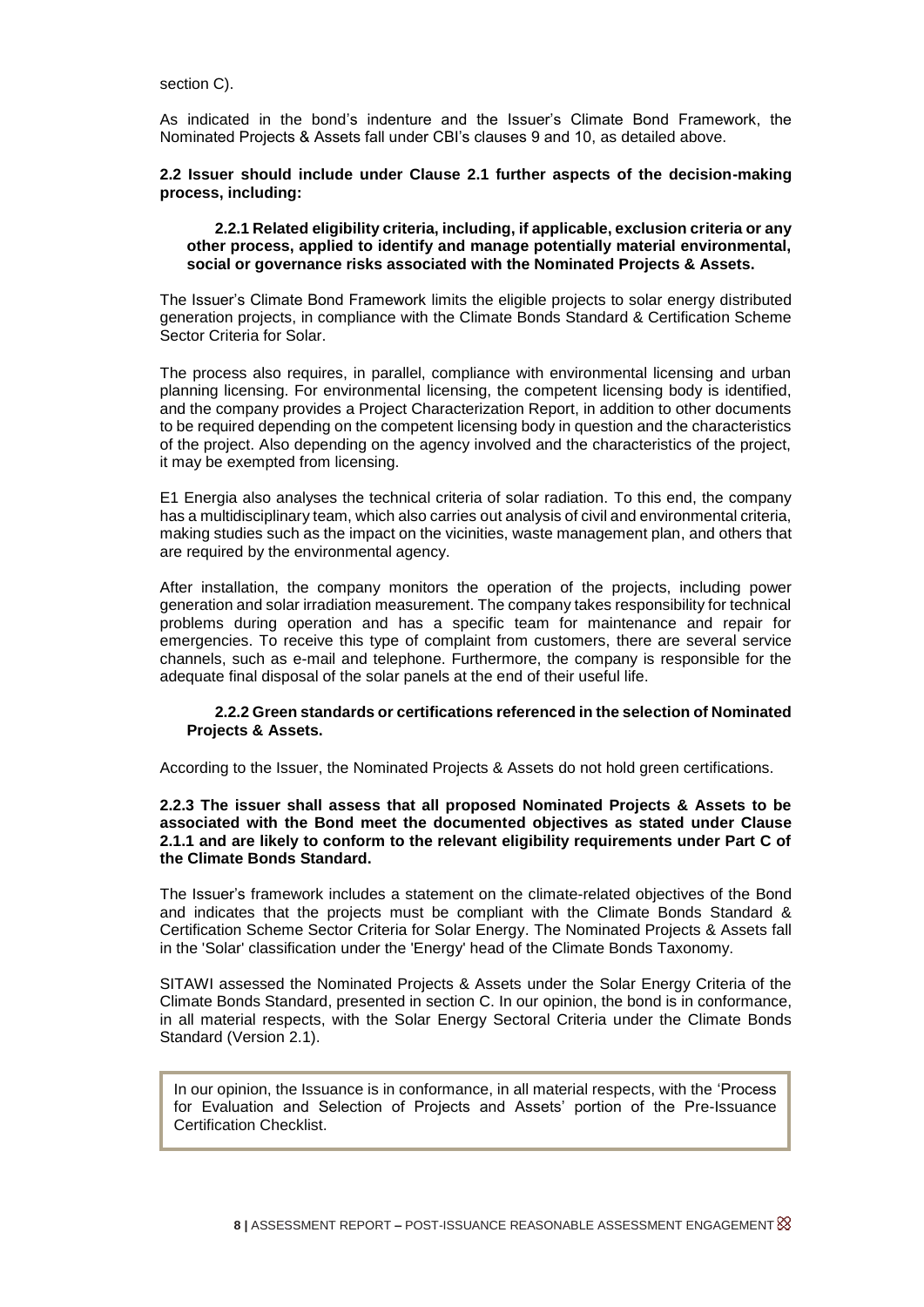section C).

As indicated in the bond's indenture and the Issuer's Climate Bond Framework, the Nominated Projects & Assets fall under CBI's clauses 9 and 10, as detailed above.

**2.2 Issuer should include under Clause 2.1 further aspects of the decision-making process, including:**

**2.2.1 Related eligibility criteria, including, if applicable, exclusion criteria or any other process, applied to identify and manage potentially material environmental, social or governance risks associated with the Nominated Projects & Assets.**

The Issuer's Climate Bond Framework limits the eligible projects to solar energy distributed generation projects, in compliance with the Climate Bonds Standard & Certification Scheme Sector Criteria for Solar.

The process also requires, in parallel, compliance with environmental licensing and urban planning licensing. For environmental licensing, the competent licensing body is identified, and the company provides a Project Characterization Report, in addition to other documents to be required depending on the competent licensing body in question and the characteristics of the project. Also depending on the agency involved and the characteristics of the project, it may be exempted from licensing.

E1 Energia also analyses the technical criteria of solar radiation. To this end, the company has a multidisciplinary team, which also carries out analysis of civil and environmental criteria, making studies such as the impact on the vicinities, waste management plan, and others that are required by the environmental agency.

After installation, the company monitors the operation of the projects, including power generation and solar irradiation measurement. The company takes responsibility for technical problems during operation and has a specific team for maintenance and repair for emergencies. To receive this type of complaint from customers, there are several service channels, such as e-mail and telephone. Furthermore, the company is responsible for the adequate final disposal of the solar panels at the end of their useful life.

**2.2.2 Green standards or certifications referenced in the selection of Nominated Projects & Assets.**

According to the Issuer, the Nominated Projects & Assets do not hold green certifications.

**2.2.3 The issuer shall assess that all proposed Nominated Projects & Assets to be associated with the Bond meet the documented objectives as stated under Clause 2.1.1 and are likely to conform to the relevant eligibility requirements under Part C of the Climate Bonds Standard.**

The Issuer's framework includes a statement on the climate-related objectives of the Bond and indicates that the projects must be compliant with the Climate Bonds Standard & Certification Scheme Sector Criteria for Solar Energy. The Nominated Projects & Assets fall in the 'Solar' classification under the 'Energy' head of the Climate Bonds Taxonomy.

SITAWI assessed the Nominated Projects & Assets under the Solar Energy Criteria of the Climate Bonds Standard, presented in section C. In our opinion, the bond is in conformance, in all material respects, with the Solar Energy Sectoral Criteria under the Climate Bonds Standard (Version 2.1).

> In our opinion, the Issuance is in conformance, in all material respects, with the 'Process for Evaluation and Selection of Projects and Assets' portion of the Pre-Issuance Certification Checklist.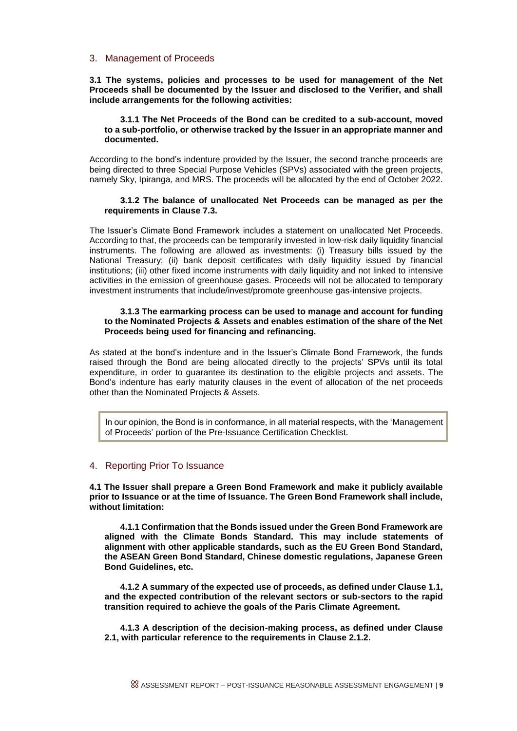## 3. Management of Proceeds

**3.1 The systems, policies and processes to be used for management of the Net Proceeds shall be documented by the Issuer and disclosed to the Verifier, and shall include arrangements for the following activities:**

**3.1.1 The Net Proceeds of the Bond can be credited to a sub-account, moved to a sub-portfolio, or otherwise tracked by the Issuer in an appropriate manner and documented.**

According to the bond's indenture provided by the Issuer, the second tranche proceeds are being directed to three Special Purpose Vehicles (SPVs) associated with the green projects, namely Sky, Ipiranga, and MRS. The proceeds will be allocated by the end of October 2022.

**3.1.2 The balance of unallocated Net Proceeds can be managed as per the requirements in Clause 7.3.**

The Issuer's Climate Bond Framework includes a statement on unallocated Net Proceeds. According to that, the proceeds can be temporarily invested in low-risk daily liquidity financial instruments. The following are allowed as investments: (i) Treasury bills issued by the National Treasury; (ii) bank deposit certificates with daily liquidity issued by financial institutions; (iii) other fixed income instruments with daily liquidity and not linked to intensive activities in the emission of greenhouse gases. Proceeds will not be allocated to temporary investment instruments that include/invest/promote greenhouse gas-intensive projects.

**3.1.3 The earmarking process can be used to manage and account for funding to the Nominated Projects & Assets and enables estimation of the share of the Net Proceeds being used for financing and refinancing.**

As stated at the bond's indenture and in the Issuer's Climate Bond Framework, the funds raised through the Bond are being allocated directly to the projects' SPVs until its total expenditure, in order to guarantee its destination to the eligible projects and assets. The Bond's indenture has early maturity clauses in the event of allocation of the net proceeds other than the Nominated Projects & Assets.

> In our opinion, the Bond is in conformance, in all material respects, with the 'Management of Proceeds' portion of the Pre-Issuance Certification Checklist.

## 4. Reporting Prior To Issuance

**4.1 The Issuer shall prepare a Green Bond Framework and make it publicly available prior to Issuance or at the time of Issuance. The Green Bond Framework shall include, without limitation:**

**4.1.1 Confirmation that the Bonds issued under the Green Bond Framework are aligned with the Climate Bonds Standard. This may include statements of alignment with other applicable standards, such as the EU Green Bond Standard, the ASEAN Green Bond Standard, Chinese domestic regulations, Japanese Green Bond Guidelines, etc.**

**4.1.2 A summary of the expected use of proceeds, as defined under Clause 1.1, and the expected contribution of the relevant sectors or sub-sectors to the rapid transition required to achieve the goals of the Paris Climate Agreement.**

**4.1.3 A description of the decision-making process, as defined under Clause 2.1, with particular reference to the requirements in Clause 2.1.2.**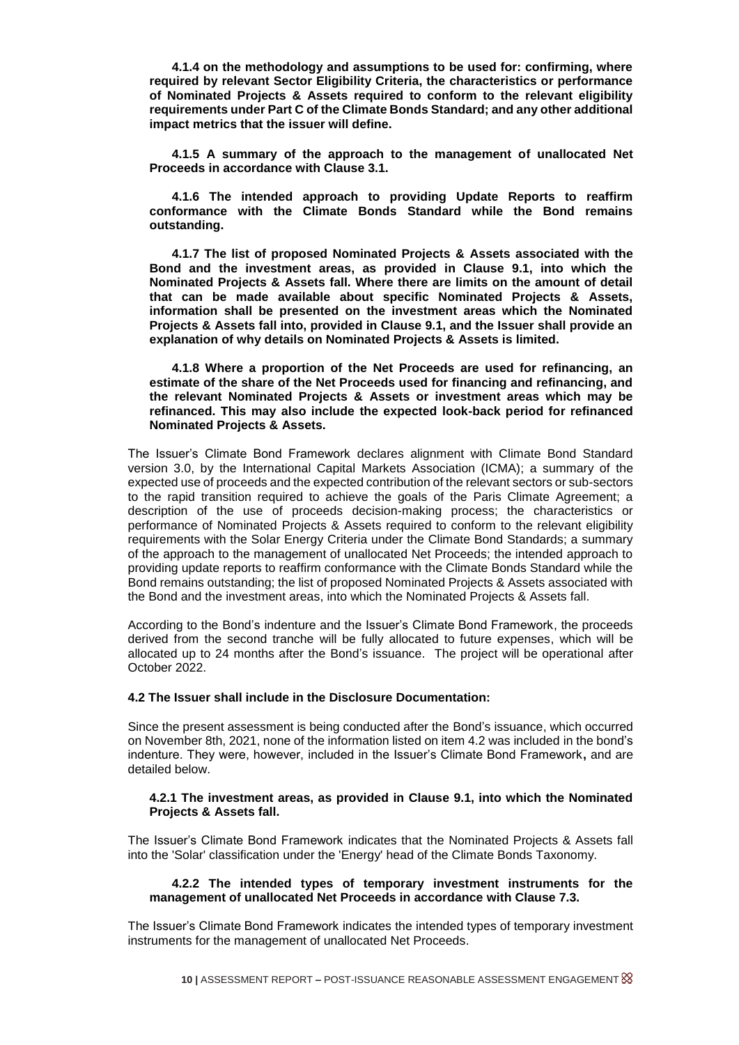**4.1.4 on the methodology and assumptions to be used for: confirming, where required by relevant Sector Eligibility Criteria, the characteristics or performance of Nominated Projects & Assets required to conform to the relevant eligibility requirements under Part C of the Climate Bonds Standard; and any other additional impact metrics that the issuer will define.**

**4.1.5 A summary of the approach to the management of unallocated Net Proceeds in accordance with Clause 3.1.**

**4.1.6 The intended approach to providing Update Reports to reaffirm conformance with the Climate Bonds Standard while the Bond remains outstanding.**

**4.1.7 The list of proposed Nominated Projects & Assets associated with the Bond and the investment areas, as provided in Clause 9.1, into which the Nominated Projects & Assets fall. Where there are limits on the amount of detail that can be made available about specific Nominated Projects & Assets, information shall be presented on the investment areas which the Nominated Projects & Assets fall into, provided in Clause 9.1, and the Issuer shall provide an explanation of why details on Nominated Projects & Assets is limited.**

**4.1.8 Where a proportion of the Net Proceeds are used for refinancing, an estimate of the share of the Net Proceeds used for financing and refinancing, and the relevant Nominated Projects & Assets or investment areas which may be refinanced. This may also include the expected look-back period for refinanced Nominated Projects & Assets.**

The Issuer's Climate Bond Framework declares alignment with Climate Bond Standard version 3.0, by the International Capital Markets Association (ICMA); a summary of the expected use of proceeds and the expected contribution of the relevant sectors or sub-sectors to the rapid transition required to achieve the goals of the Paris Climate Agreement; a description of the use of proceeds decision-making process; the characteristics or performance of Nominated Projects & Assets required to conform to the relevant eligibility requirements with the Solar Energy Criteria under the Climate Bond Standards; a summary of the approach to the management of unallocated Net Proceeds; the intended approach to providing update reports to reaffirm conformance with the Climate Bonds Standard while the Bond remains outstanding; the list of proposed Nominated Projects & Assets associated with the Bond and the investment areas, into which the Nominated Projects & Assets fall.

According to the Bond's indenture and the Issuer's Climate Bond Framework, the proceeds derived from the second tranche will be fully allocated to future expenses, which will be allocated up to 24 months after the Bond's issuance. The project will be operational after October 2022.

**4.2 The Issuer shall include in the Disclosure Documentation:**

Since the present assessment is being conducted after the Bond's issuance, which occurred on November 8th, 2021, none of the information listed on item 4.2 was included in the bond's indenture. They were, however, included in the Issuer's Climate Bond Framework**,** and are detailed below.

**4.2.1 The investment areas, as provided in Clause 9.1, into which the Nominated Projects & Assets fall.**

The Issuer's Climate Bond Framework indicates that the Nominated Projects & Assets fall into the 'Solar' classification under the 'Energy' head of the Climate Bonds Taxonomy.

**4.2.2 The intended types of temporary investment instruments for the management of unallocated Net Proceeds in accordance with Clause 7.3.**

The Issuer's Climate Bond Framework indicates the intended types of temporary investment instruments for the management of unallocated Net Proceeds.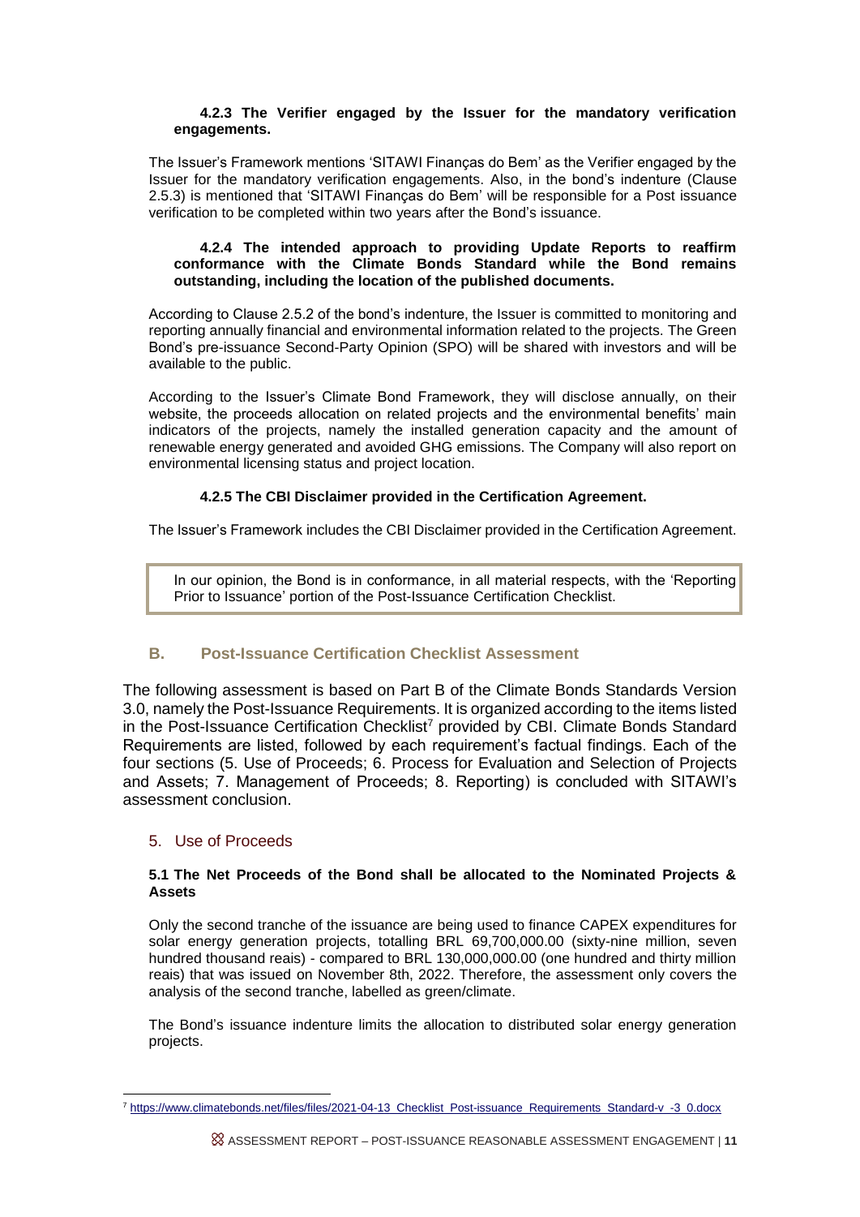#### 4.2.3 The Verifier engaged by the Issuer for the mandatory verification engagements.

The Issuer's Framework mentions 'SITAWI Finanças do Bem' as the Verifier engaged by the Issuer for the mandatory verification engagements. Also, in the bond's indenture (Clause 2.5.3) is mentioned that 'SITAWI Finanças do Bem' will be responsible for a Post issuance verification to be completed within two years after the Bond's issuance.

#### 4.2.4 The intended approach to providing Update Reports to reaffirm conformance with the Climate Bonds Standard while the Bond remains outstanding, including the location of the published documents.

According to Clause 2.5.2 of the bond's indenture, the Issuer is committed to monitoring and reporting annually financial and environmental information related to the projects. The Green Bond's pre-issuance Second-Party Opinion (SPO) will be shared with investors and will be available to the public.

According to the Issuer's Climate Bond Framework, they will disclose annually, on their website, the proceeds allocation on related projects and the environmental benefits' main indicators of the projects, namely the installed generation capacity and the amount of renewable energy generated and avoided GHG emissions. The Company will also report on environmental licensing status and project location.

#### 4.2.5 The CBI Disclaimer provided in the Certification Agreement.

The Issuer's Framework includes the CBI Disclaimer provided in the Certification Agreement.

> In our opinion, the Bond is in conformance, in all material respects, with the 'Reporting Prior to Issuance' portion of the Post-Issuance Certification Checklist.

## B. Post-Issuance Certification Checklist Assessment

The following assessment is based on Part B of the Climate Bonds Standards Version 3.0, namely the Post-Issuance Requirements. It is organized according to the items listed in the Post-Issuance Certification Checklist[7] provided by CBI. Climate Bonds Standard Requirements are listed, followed by each requirement's factual findings. Each of the four sections (5. Use of Proceeds; 6. Process for Evaluation and Selection of Projects and Assets; 7. Management of Proceeds; 8. Reporting) is concluded with SITAWI's assessment conclusion.

### 5. Use of Proceeds

#### 5.1 The Net Proceeds of the Bond shall be allocated to the Nominated Projects & Assets

Only the second tranche of the issuance are being used to finance CAPEX expenditures for solar energy generation projects, totalling BRL 69,700,000.00 (sixty-nine million, seven hundred thousand reais) - compared to BRL 130,000,000.00 (one hundred and thirty million reais) that was issued on November 8th, 2022. Therefore, the assessment only covers the analysis of the second tranche, labelled as green/climate.

The Bond's issuance indenture limits the allocation to distributed solar energy generation projects.

[7] https://www.climatebonds.net/files/files/2021-04-13_Checklist_Post-issuance_Requirements_Standard-v_-3_0.docx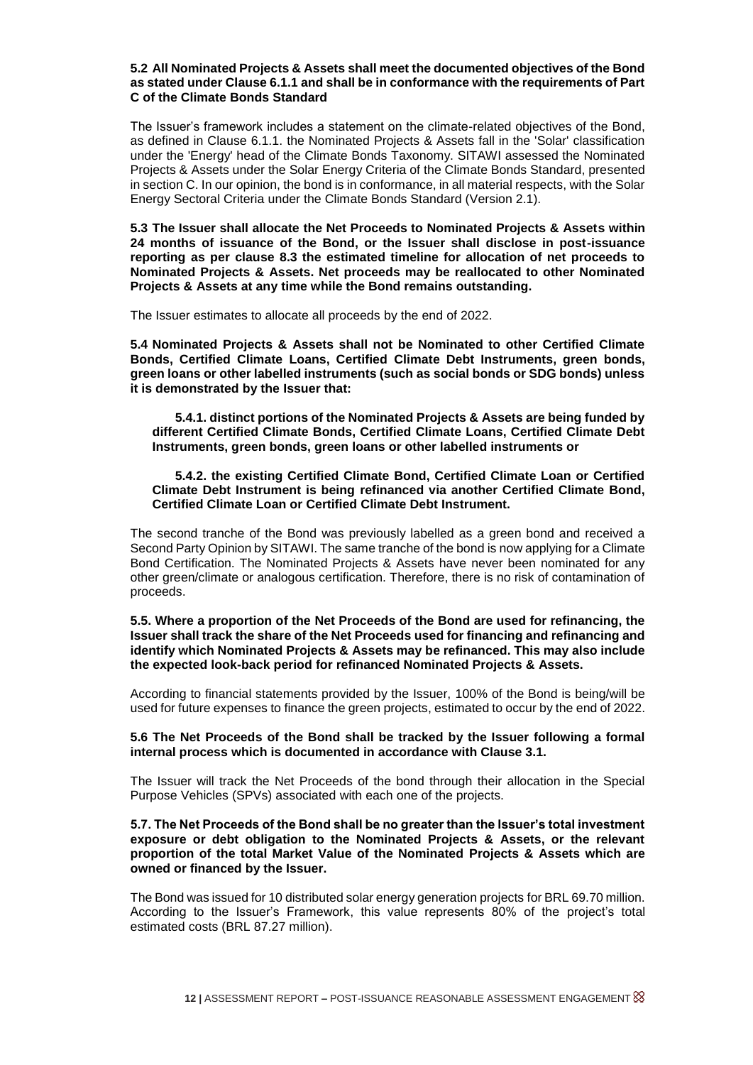**5.2 All Nominated Projects & Assets shall meet the documented objectives of the Bond as stated under Clause 6.1.1 and shall be in conformance with the requirements of Part C of the Climate Bonds Standard**

The Issuer's framework includes a statement on the climate-related objectives of the Bond, as defined in Clause 6.1.1. the Nominated Projects & Assets fall in the 'Solar' classification under the 'Energy' head of the Climate Bonds Taxonomy. SITAWI assessed the Nominated Projects & Assets under the Solar Energy Criteria of the Climate Bonds Standard, presented in section C. In our opinion, the bond is in conformance, in all material respects, with the Solar Energy Sectoral Criteria under the Climate Bonds Standard (Version 2.1).

**5.3 The Issuer shall allocate the Net Proceeds to Nominated Projects & Assets within 24 months of issuance of the Bond, or the Issuer shall disclose in post-issuance reporting as per clause 8.3 the estimated timeline for allocation of net proceeds to Nominated Projects & Assets. Net proceeds may be reallocated to other Nominated Projects & Assets at any time while the Bond remains outstanding.**

The Issuer estimates to allocate all proceeds by the end of 2022.

**5.4 Nominated Projects & Assets shall not be Nominated to other Certified Climate Bonds, Certified Climate Loans, Certified Climate Debt Instruments, green bonds, green loans or other labelled instruments (such as social bonds or SDG bonds) unless it is demonstrated by the Issuer that:**

> **5.4.1. distinct portions of the Nominated Projects & Assets are being funded by different Certified Climate Bonds, Certified Climate Loans, Certified Climate Debt Instruments, green bonds, green loans or other labelled instruments or**
>
> **5.4.2. the existing Certified Climate Bond, Certified Climate Loan or Certified Climate Debt Instrument is being refinanced via another Certified Climate Bond, Certified Climate Loan or Certified Climate Debt Instrument.**

The second tranche of the Bond was previously labelled as a green bond and received a Second Party Opinion by SITAWI. The same tranche of the bond is now applying for a Climate Bond Certification. The Nominated Projects & Assets have never been nominated for any other green/climate or analogous certification. Therefore, there is no risk of contamination of proceeds.

**5.5. Where a proportion of the Net Proceeds of the Bond are used for refinancing, the Issuer shall track the share of the Net Proceeds used for financing and refinancing and identify which Nominated Projects & Assets may be refinanced. This may also include the expected look-back period for refinanced Nominated Projects & Assets.**

According to financial statements provided by the Issuer, 100% of the Bond is being/will be used for future expenses to finance the green projects, estimated to occur by the end of 2022.

**5.6 The Net Proceeds of the Bond shall be tracked by the Issuer following a formal internal process which is documented in accordance with Clause 3.1.**

The Issuer will track the Net Proceeds of the bond through their allocation in the Special Purpose Vehicles (SPVs) associated with each one of the projects.

**5.7. The Net Proceeds of the Bond shall be no greater than the Issuer's total investment exposure or debt obligation to the Nominated Projects & Assets, or the relevant proportion of the total Market Value of the Nominated Projects & Assets which are owned or financed by the Issuer.**

The Bond was issued for 10 distributed solar energy generation projects for BRL 69.70 million. According to the Issuer's Framework, this value represents 80% of the project's total estimated costs (BRL 87.27 million).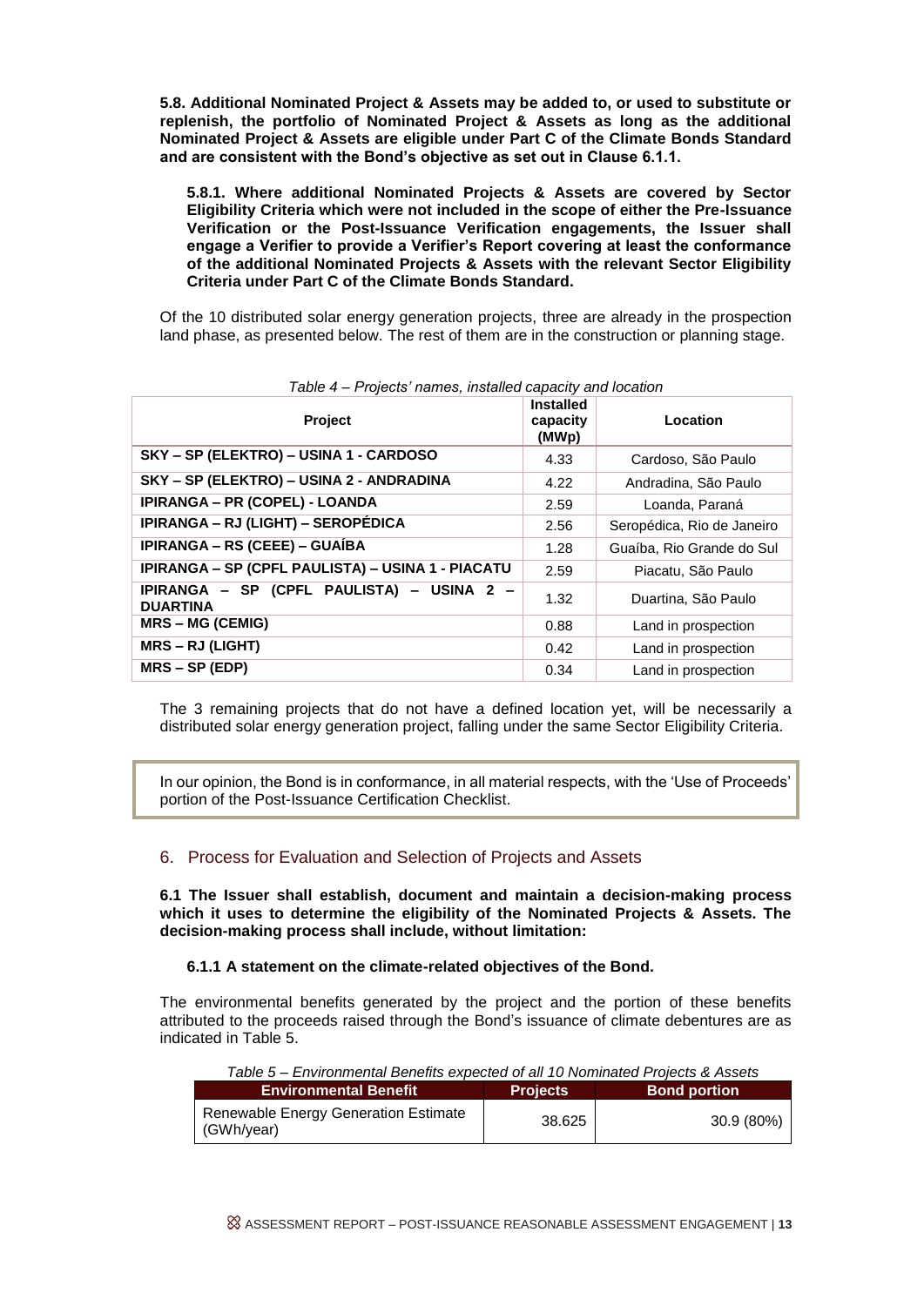**5.8. Additional Nominated Project & Assets may be added to, or used to substitute or replenish, the portfolio of Nominated Project & Assets as long as the additional Nominated Project & Assets are eligible under Part C of the Climate Bonds Standard and are consistent with the Bond's objective as set out in Clause 6.1.1.**

**5.8.1. Where additional Nominated Projects & Assets are covered by Sector Eligibility Criteria which were not included in the scope of either the Pre-Issuance Verification or the Post-Issuance Verification engagements, the Issuer shall engage a Verifier to provide a Verifier's Report covering at least the conformance of the additional Nominated Projects & Assets with the relevant Sector Eligibility Criteria under Part C of the Climate Bonds Standard.**

Of the 10 distributed solar energy generation projects, three are already in the prospection land phase, as presented below. The rest of them are in the construction or planning stage.

*Table 4 – Projects' names, installed capacity and location*

| Project | Installed capacity (MWp) | Location |
|---|---|---|
| **SKY – SP (ELEKTRO) – USINA 1 - CARDOSO** | 4.33 | Cardoso, São Paulo |
| **SKY – SP (ELEKTRO) – USINA 2 - ANDRADINA** | 4.22 | Andradina, São Paulo |
| **IPIRANGA – PR (COPEL) - LOANDA** | 2.59 | Loanda, Paraná |
| **IPIRANGA – RJ (LIGHT) – SEROPÉDICA** | 2.56 | Seropédica, Rio de Janeiro |
| **IPIRANGA – RS (CEEE) – GUAÍBA** | 1.28 | Guaíba, Rio Grande do Sul |
| **IPIRANGA – SP (CPFL PAULISTA) – USINA 1 - PIACATU** | 2.59 | Piacatu, São Paulo |
| **IPIRANGA – SP (CPFL PAULISTA) – USINA 2 – DUARTINA** | 1.32 | Duartina, São Paulo |
| **MRS – MG (CEMIG)** | 0.88 | Land in prospection |
| **MRS – RJ (LIGHT)** | 0.42 | Land in prospection |
| **MRS – SP (EDP)** | 0.34 | Land in prospection |

The 3 remaining projects that do not have a defined location yet, will be necessarily a distributed solar energy generation project, falling under the same Sector Eligibility Criteria.

> In our opinion, the Bond is in conformance, in all material respects, with the 'Use of Proceeds' portion of the Post-Issuance Certification Checklist.

## 6. Process for Evaluation and Selection of Projects and Assets

**6.1 The Issuer shall establish, document and maintain a decision-making process which it uses to determine the eligibility of the Nominated Projects & Assets. The decision-making process shall include, without limitation:**

**6.1.1 A statement on the climate-related objectives of the Bond.**

The environmental benefits generated by the project and the portion of these benefits attributed to the proceeds raised through the Bond's issuance of climate debentures are as indicated in Table 5.

*Table 5 – Environmental Benefits expected of all 10 Nominated Projects & Assets*

| Environmental Benefit | Projects | Bond portion |
|---|---|---|
| Renewable Energy Generation Estimate (GWh/year) | 38.625 | 30.9 (80%) |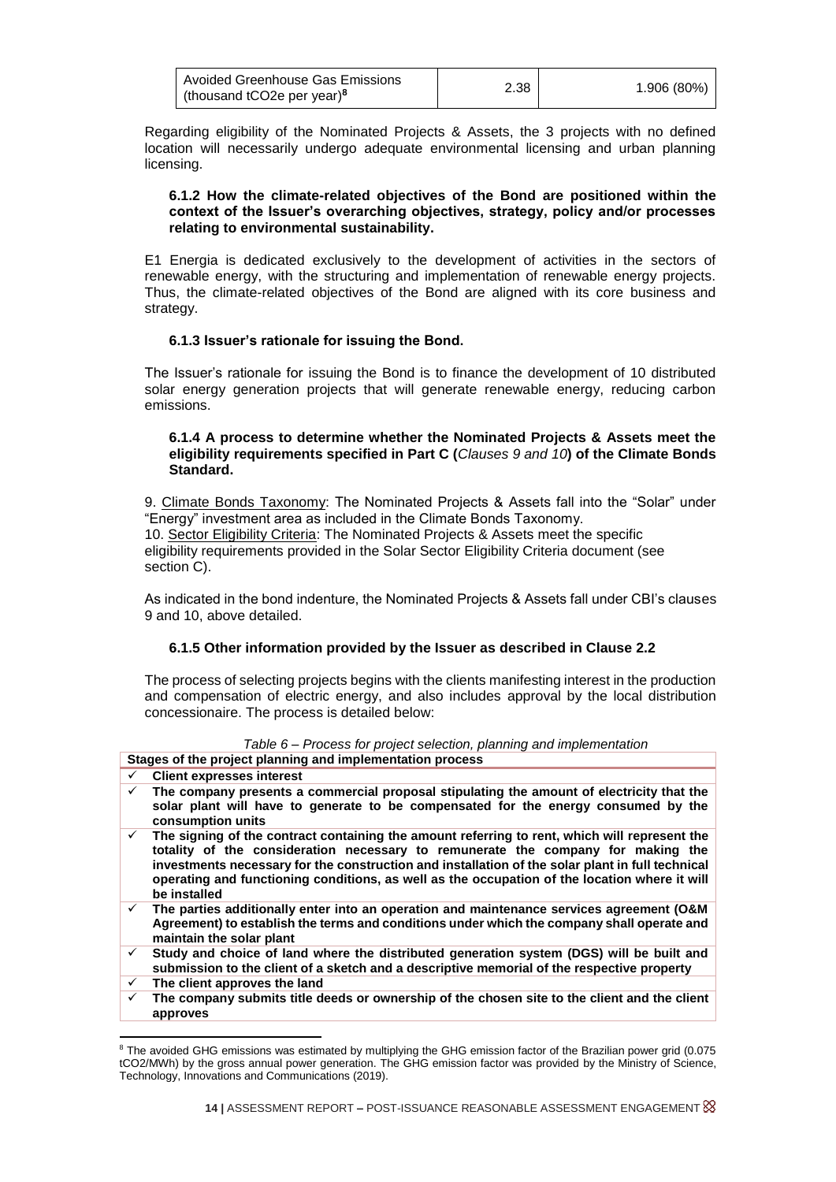| Avoided Greenhouse Gas Emissions (thousand tCO2e per year)[8] | 2.38 | 1.906 (80%) |
|---|---|---|

Regarding eligibility of the Nominated Projects & Assets, the 3 projects with no defined location will necessarily undergo adequate environmental licensing and urban planning licensing.

### 6.1.2 How the climate-related objectives of the Bond are positioned within the context of the Issuer's overarching objectives, strategy, policy and/or processes relating to environmental sustainability.

E1 Energia is dedicated exclusively to the development of activities in the sectors of renewable energy, with the structuring and implementation of renewable energy projects. Thus, the climate-related objectives of the Bond are aligned with its core business and strategy.

### 6.1.3 Issuer's rationale for issuing the Bond.

The Issuer's rationale for issuing the Bond is to finance the development of 10 distributed solar energy generation projects that will generate renewable energy, reducing carbon emissions.

### 6.1.4 A process to determine whether the Nominated Projects & Assets meet the eligibility requirements specified in Part C (*Clauses 9 and 10*) of the Climate Bonds Standard.

9. Climate Bonds Taxonomy: The Nominated Projects & Assets fall into the "Solar" under "Energy" investment area as included in the Climate Bonds Taxonomy.
10. Sector Eligibility Criteria: The Nominated Projects & Assets meet the specific eligibility requirements provided in the Solar Sector Eligibility Criteria document (see section C).

As indicated in the bond indenture, the Nominated Projects & Assets fall under CBI's clauses 9 and 10, above detailed.

### 6.1.5 Other information provided by the Issuer as described in Clause 2.2

The process of selecting projects begins with the clients manifesting interest in the production and compensation of electric energy, and also includes approval by the local distribution concessionaire. The process is detailed below:

*Table 6 – Process for project selection, planning and implementation*

| Stages of the project planning and implementation process |
|---|
| ✓ **Client expresses interest** |
| ✓ **The company presents a commercial proposal stipulating the amount of electricity that the solar plant will have to generate to be compensated for the energy consumed by the consumption units** |
| ✓ **The signing of the contract containing the amount referring to rent, which will represent the totality of the consideration necessary to remunerate the company for making the investments necessary for the construction and installation of the solar plant in full technical operating and functioning conditions, as well as the occupation of the location where it will be installed** |
| ✓ **The parties additionally enter into an operation and maintenance services agreement (O&M Agreement) to establish the terms and conditions under which the company shall operate and maintain the solar plant** |
| ✓ **Study and choice of land where the distributed generation system (DGS) will be built and submission to the client of a sketch and a descriptive memorial of the respective property** |
| ✓ **The client approves the land** |
| ✓ **The company submits title deeds or ownership of the chosen site to the client and the client approves** |

[8] The avoided GHG emissions was estimated by multiplying the GHG emission factor of the Brazilian power grid (0.075 tCO2/MWh) by the gross annual power generation. The GHG emission factor was provided by the Ministry of Science, Technology, Innovations and Communications (2019).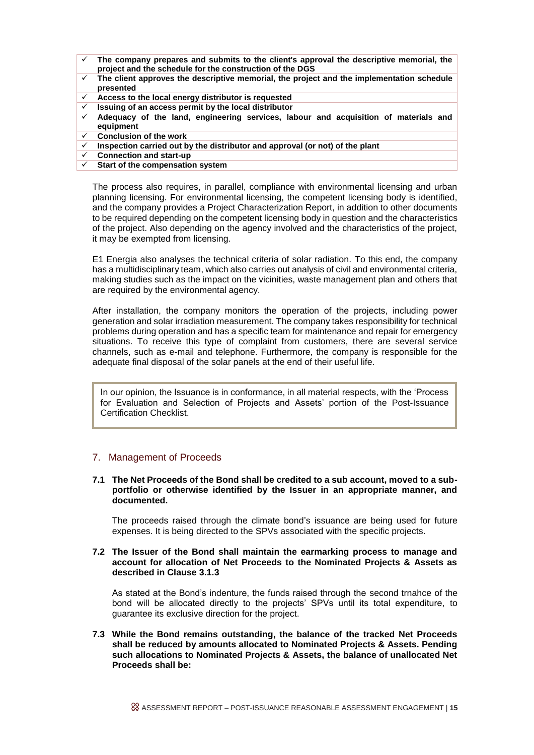- ✓ **The company prepares and submits to the client's approval the descriptive memorial, the project and the schedule for the construction of the DGS**
- ✓ **The client approves the descriptive memorial, the project and the implementation schedule presented**
- ✓ **Access to the local energy distributor is requested**
- ✓ **Issuing of an access permit by the local distributor**
- ✓ **Adequacy of the land, engineering services, labour and acquisition of materials and equipment**
- ✓ **Conclusion of the work**
- ✓ **Inspection carried out by the distributor and approval (or not) of the plant**
- ✓ **Connection and start-up**
- ✓ **Start of the compensation system**

The process also requires, in parallel, compliance with environmental licensing and urban planning licensing. For environmental licensing, the competent licensing body is identified, and the company provides a Project Characterization Report, in addition to other documents to be required depending on the competent licensing body in question and the characteristics of the project. Also depending on the agency involved and the characteristics of the project, it may be exempted from licensing.

E1 Energia also analyses the technical criteria of solar radiation. To this end, the company has a multidisciplinary team, which also carries out analysis of civil and environmental criteria, making studies such as the impact on the vicinities, waste management plan and others that are required by the environmental agency.

After installation, the company monitors the operation of the projects, including power generation and solar irradiation measurement. The company takes responsibility for technical problems during operation and has a specific team for maintenance and repair for emergency situations. To receive this type of complaint from customers, there are several service channels, such as e-mail and telephone. Furthermore, the company is responsible for the adequate final disposal of the solar panels at the end of their useful life.

> In our opinion, the Issuance is in conformance, in all material respects, with the 'Process for Evaluation and Selection of Projects and Assets' portion of the Post-Issuance Certification Checklist.

## 7. Management of Proceeds

**7.1 The Net Proceeds of the Bond shall be credited to a sub account, moved to a sub-portfolio or otherwise identified by the Issuer in an appropriate manner, and documented.**

The proceeds raised through the climate bond's issuance are being used for future expenses. It is being directed to the SPVs associated with the specific projects.

**7.2 The Issuer of the Bond shall maintain the earmarking process to manage and account for allocation of Net Proceeds to the Nominated Projects & Assets as described in Clause 3.1.3**

As stated at the Bond's indenture, the funds raised through the second trnahce of the bond will be allocated directly to the projects' SPVs until its total expenditure, to guarantee its exclusive direction for the project.

**7.3 While the Bond remains outstanding, the balance of the tracked Net Proceeds shall be reduced by amounts allocated to Nominated Projects & Assets. Pending such allocations to Nominated Projects & Assets, the balance of unallocated Net Proceeds shall be:**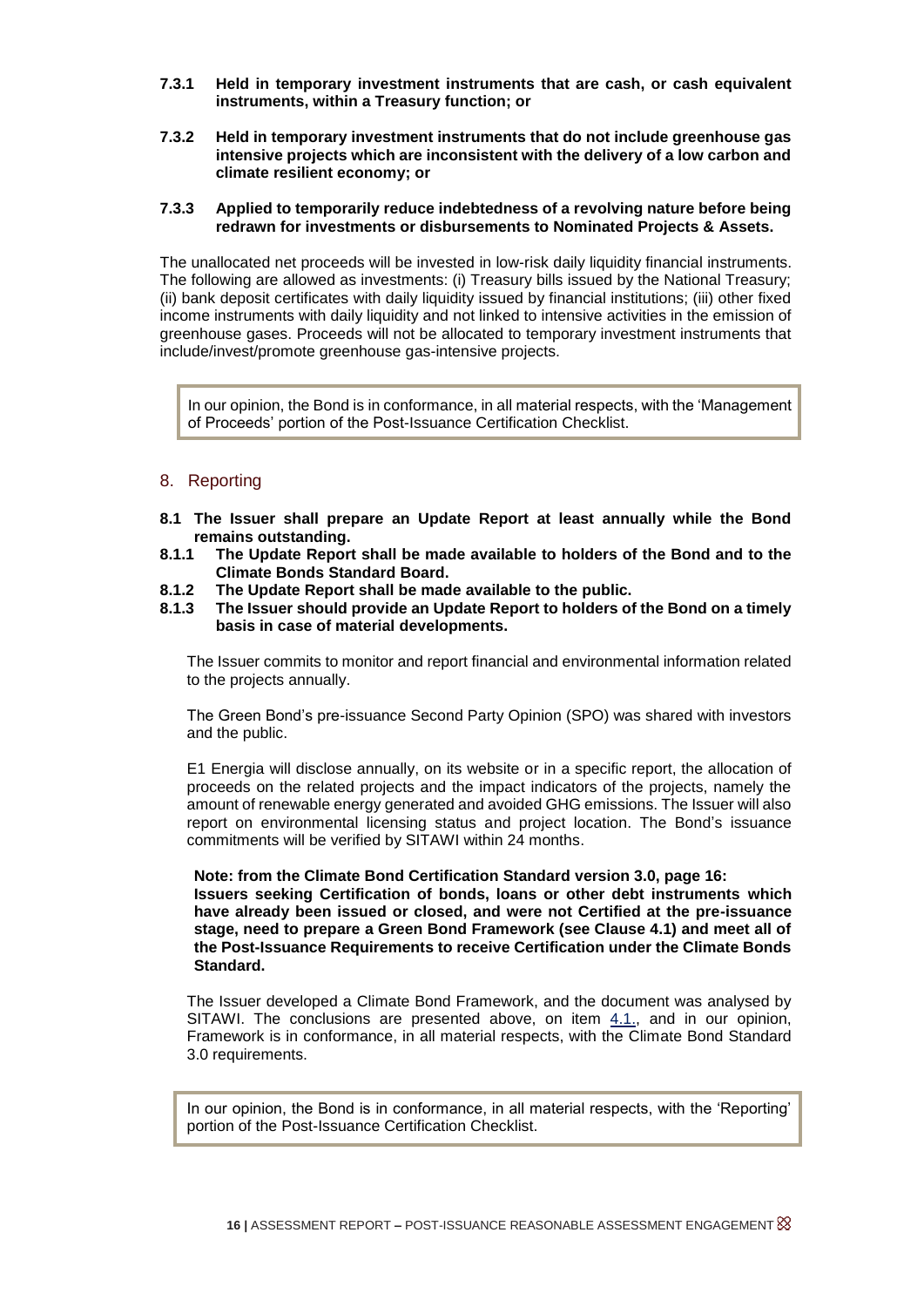**7.3.1 Held in temporary investment instruments that are cash, or cash equivalent instruments, within a Treasury function; or**

**7.3.2 Held in temporary investment instruments that do not include greenhouse gas intensive projects which are inconsistent with the delivery of a low carbon and climate resilient economy; or**

**7.3.3 Applied to temporarily reduce indebtedness of a revolving nature before being redrawn for investments or disbursements to Nominated Projects & Assets.**

The unallocated net proceeds will be invested in low-risk daily liquidity financial instruments. The following are allowed as investments: (i) Treasury bills issued by the National Treasury; (ii) bank deposit certificates with daily liquidity issued by financial institutions; (iii) other fixed income instruments with daily liquidity and not linked to intensive activities in the emission of greenhouse gases. Proceeds will not be allocated to temporary investment instruments that include/invest/promote greenhouse gas-intensive projects.

> In our opinion, the Bond is in conformance, in all material respects, with the 'Management of Proceeds' portion of the Post-Issuance Certification Checklist.

## 8. Reporting

**8.1 The Issuer shall prepare an Update Report at least annually while the Bond remains outstanding.**

**8.1.1 The Update Report shall be made available to holders of the Bond and to the Climate Bonds Standard Board.**

**8.1.2 The Update Report shall be made available to the public.**

**8.1.3 The Issuer should provide an Update Report to holders of the Bond on a timely basis in case of material developments.**

The Issuer commits to monitor and report financial and environmental information related to the projects annually.

The Green Bond's pre-issuance Second Party Opinion (SPO) was shared with investors and the public.

E1 Energia will disclose annually, on its website or in a specific report, the allocation of proceeds on the related projects and the impact indicators of the projects, namely the amount of renewable energy generated and avoided GHG emissions. The Issuer will also report on environmental licensing status and project location. The Bond's issuance commitments will be verified by SITAWI within 24 months.

**Note: from the Climate Bond Certification Standard version 3.0, page 16: Issuers seeking Certification of bonds, loans or other debt instruments which have already been issued or closed, and were not Certified at the pre-issuance stage, need to prepare a Green Bond Framework (see Clause 4.1) and meet all of the Post-Issuance Requirements to receive Certification under the Climate Bonds Standard.**

The Issuer developed a Climate Bond Framework, and the document was analysed by SITAWI. The conclusions are presented above, on item 4.1., and in our opinion, Framework is in conformance, in all material respects, with the Climate Bond Standard 3.0 requirements.

> In our opinion, the Bond is in conformance, in all material respects, with the 'Reporting' portion of the Post-Issuance Certification Checklist.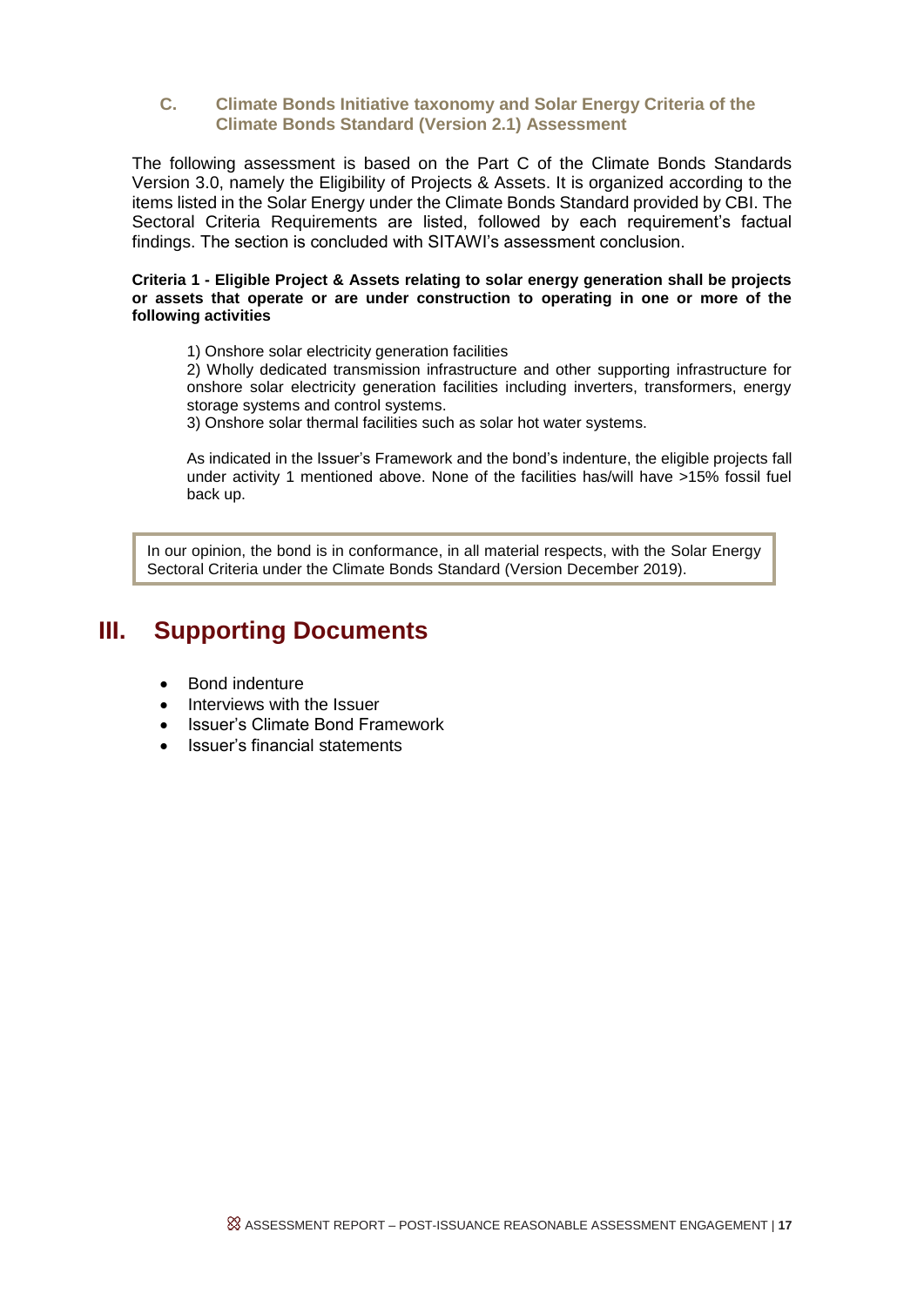### C. Climate Bonds Initiative taxonomy and Solar Energy Criteria of the Climate Bonds Standard (Version 2.1) Assessment

The following assessment is based on the Part C of the Climate Bonds Standards Version 3.0, namely the Eligibility of Projects & Assets. It is organized according to the items listed in the Solar Energy under the Climate Bonds Standard provided by CBI. The Sectoral Criteria Requirements are listed, followed by each requirement's factual findings. The section is concluded with SITAWI's assessment conclusion.

**Criteria 1 - Eligible Project & Assets relating to solar energy generation shall be projects or assets that operate or are under construction to operating in one or more of the following activities**

1) Onshore solar electricity generation facilities
2) Wholly dedicated transmission infrastructure and other supporting infrastructure for onshore solar electricity generation facilities including inverters, transformers, energy storage systems and control systems.
3) Onshore solar thermal facilities such as solar hot water systems.

As indicated in the Issuer's Framework and the bond's indenture, the eligible projects fall under activity 1 mentioned above. None of the facilities has/will have >15% fossil fuel back up.

In our opinion, the bond is in conformance, in all material respects, with the Solar Energy Sectoral Criteria under the Climate Bonds Standard (Version December 2019).

## III. Supporting Documents

- Bond indenture
- Interviews with the Issuer
- Issuer's Climate Bond Framework
- Issuer's financial statements